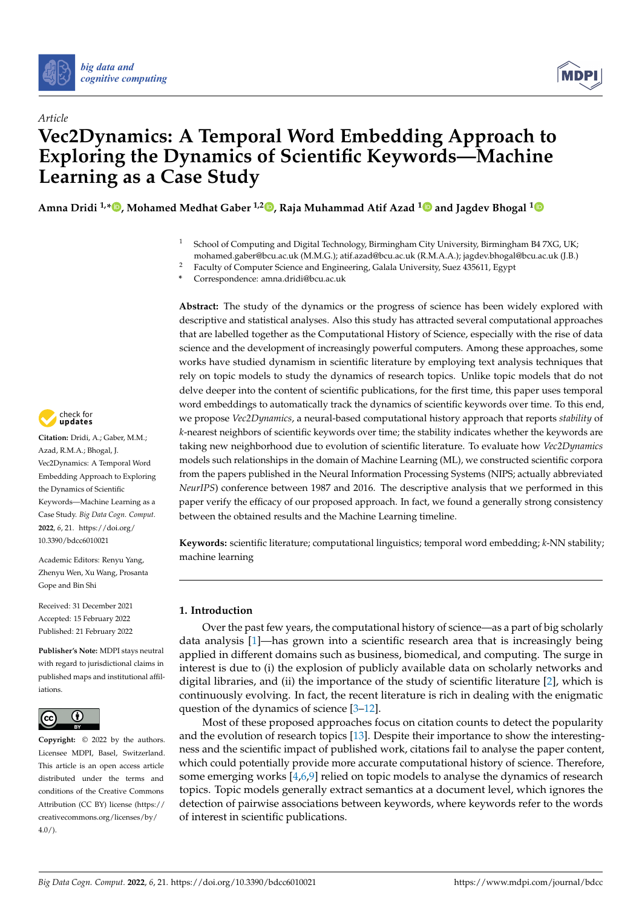Article

# Vec2Dynamics: A Temporal Word Embedding Approach to Exploring the Dynamics of Scientific Keywords—Machine Learning as a Case Study

**Amna Dridi [1,*], Mohamed Medhat Gaber [1,2], Raja Muhammad Atif Azad [1] and Jagdev Bhogal [1]**

[1] School of Computing and Digital Technology, Birmingham City University, Birmingham B4 7XG, UK; mohamed.gaber@bcu.ac.uk (M.M.G.); atif.azad@bcu.ac.uk (R.M.A.A.); jagdev.bhogal@bcu.ac.uk (J.B.)
[2] Faculty of Computer Science and Engineering, Galala University, Suez 435611, Egypt
* Correspondence: amna.dridi@bcu.ac.uk

**Abstract:** The study of the dynamics or the progress of science has been widely explored with descriptive and statistical analyses. Also this study has attracted several computational approaches that are labelled together as the Computational History of Science, especially with the rise of data science and the development of increasingly powerful computers. Among these approaches, some works have studied dynamism in scientific literature by employing text analysis techniques that rely on topic models to study the dynamics of research topics. Unlike topic models that do not delve deeper into the content of scientific publications, for the first time, this paper uses temporal word embeddings to automatically track the dynamics of scientific keywords over time. To this end, we propose *Vec2Dynamics*, a neural-based computational history approach that reports *stability* of *k*-nearest neighbors of scientific keywords over time; the stability indicates whether the keywords are taking new neighborhood due to evolution of scientific literature. To evaluate how *Vec2Dynamics* models such relationships in the domain of Machine Learning (ML), we constructed scientific corpora from the papers published in the Neural Information Processing Systems (NIPS; actually abbreviated *NeurIPS*) conference between 1987 and 2016. The descriptive analysis that we performed in this paper verify the efficacy of our proposed approach. In fact, we found a generally strong consistency between the obtained results and the Machine Learning timeline.

**Keywords:** scientific literature; computational linguistics; temporal word embedding; *k*-NN stability; machine learning

**Citation:** Dridi, A.; Gaber, M.M.; Azad, R.M.A.; Bhogal, J. Vec2Dynamics: A Temporal Word Embedding Approach to Exploring the Dynamics of Scientific Keywords—Machine Learning as a Case Study. *Big Data Cogn. Comput.* **2022**, *6*, 21. https://doi.org/10.3390/bdcc6010021

Academic Editors: Renyu Yang, Zhenyu Wen, Xu Wang, Prosanta Gope and Bin Shi

Received: 31 December 2021
Accepted: 15 February 2022
Published: 21 February 2022

**Publisher's Note:** MDPI stays neutral with regard to jurisdictional claims in published maps and institutional affiliations.

**Copyright:** © 2022 by the authors. Licensee MDPI, Basel, Switzerland. This article is an open access article distributed under the terms and conditions of the Creative Commons Attribution (CC BY) license (https://creativecommons.org/licenses/by/4.0/).

## 1. Introduction

Over the past few years, the computational history of science—as a part of big scholarly data analysis [1]—has grown into a scientific research area that is increasingly being applied in different domains such as business, biomedical, and computing. The surge in interest is due to (i) the explosion of publicly available data on scholarly networks and digital libraries, and (ii) the importance of the study of scientific literature [2], which is continuously evolving. In fact, the recent literature is rich in dealing with the enigmatic question of the dynamics of science [3–12].

Most of these proposed approaches focus on citation counts to detect the popularity and the evolution of research topics [13]. Despite their importance to show the interestingness and the scientific impact of published work, citations fail to analyse the paper content, which could potentially provide more accurate computational history of science. Therefore, some emerging works [4,6,9] relied on topic models to analyse the dynamics of research topics. Topic models generally extract semantics at a document level, which ignores the detection of pairwise associations between keywords, where keywords refer to the words of interest in scientific publications.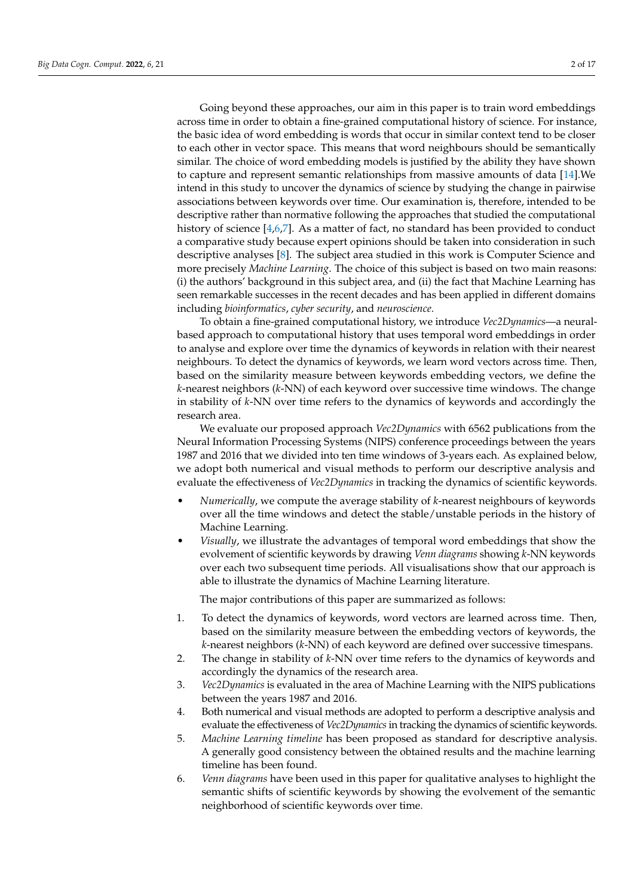Going beyond these approaches, our aim in this paper is to train word embeddings across time in order to obtain a fine-grained computational history of science. For instance, the basic idea of word embedding is words that occur in similar context tend to be closer to each other in vector space. This means that word neighbours should be semantically similar. The choice of word embedding models is justified by the ability they have shown to capture and represent semantic relationships from massive amounts of data [14].We intend in this study to uncover the dynamics of science by studying the change in pairwise associations between keywords over time. Our examination is, therefore, intended to be descriptive rather than normative following the approaches that studied the computational history of science [4,6,7]. As a matter of fact, no standard has been provided to conduct a comparative study because expert opinions should be taken into consideration in such descriptive analyses [8]. The subject area studied in this work is Computer Science and more precisely *Machine Learning*. The choice of this subject is based on two main reasons: (i) the authors' background in this subject area, and (ii) the fact that Machine Learning has seen remarkable successes in the recent decades and has been applied in different domains including *bioinformatics*, *cyber security*, and *neuroscience*.

To obtain a fine-grained computational history, we introduce *Vec2Dynamics*—a neural-based approach to computational history that uses temporal word embeddings in order to analyse and explore over time the dynamics of keywords in relation with their nearest neighbours. To detect the dynamics of keywords, we learn word vectors across time. Then, based on the similarity measure between keywords embedding vectors, we define the $k$-nearest neighbors ($k$-NN) of each keyword over successive time windows. The change in stability of $k$-NN over time refers to the dynamics of keywords and accordingly the research area.

We evaluate our proposed approach *Vec2Dynamics* with 6562 publications from the Neural Information Processing Systems (NIPS) conference proceedings between the years 1987 and 2016 that we divided into ten time windows of 3-years each. As explained below, we adopt both numerical and visual methods to perform our descriptive analysis and evaluate the effectiveness of *Vec2Dynamics* in tracking the dynamics of scientific keywords.

- *Numerically*, we compute the average stability of $k$-nearest neighbours of keywords over all the time windows and detect the stable/unstable periods in the history of Machine Learning.
- *Visually*, we illustrate the advantages of temporal word embeddings that show the evolvement of scientific keywords by drawing *Venn diagrams* showing $k$-NN keywords over each two subsequent time periods. All visualisations show that our approach is able to illustrate the dynamics of Machine Learning literature.

The major contributions of this paper are summarized as follows:

1. To detect the dynamics of keywords, word vectors are learned across time. Then, based on the similarity measure between the embedding vectors of keywords, the $k$-nearest neighbors ($k$-NN) of each keyword are defined over successive timespans.
2. The change in stability of $k$-NN over time refers to the dynamics of keywords and accordingly the dynamics of the research area.
3. *Vec2Dynamics* is evaluated in the area of Machine Learning with the NIPS publications between the years 1987 and 2016.
4. Both numerical and visual methods are adopted to perform a descriptive analysis and evaluate the effectiveness of *Vec2Dynamics* in tracking the dynamics of scientific keywords.
5. *Machine Learning timeline* has been proposed as standard for descriptive analysis. A generally good consistency between the obtained results and the machine learning timeline has been found.
6. *Venn diagrams* have been used in this paper for qualitative analyses to highlight the semantic shifts of scientific keywords by showing the evolvement of the semantic neighborhood of scientific keywords over time.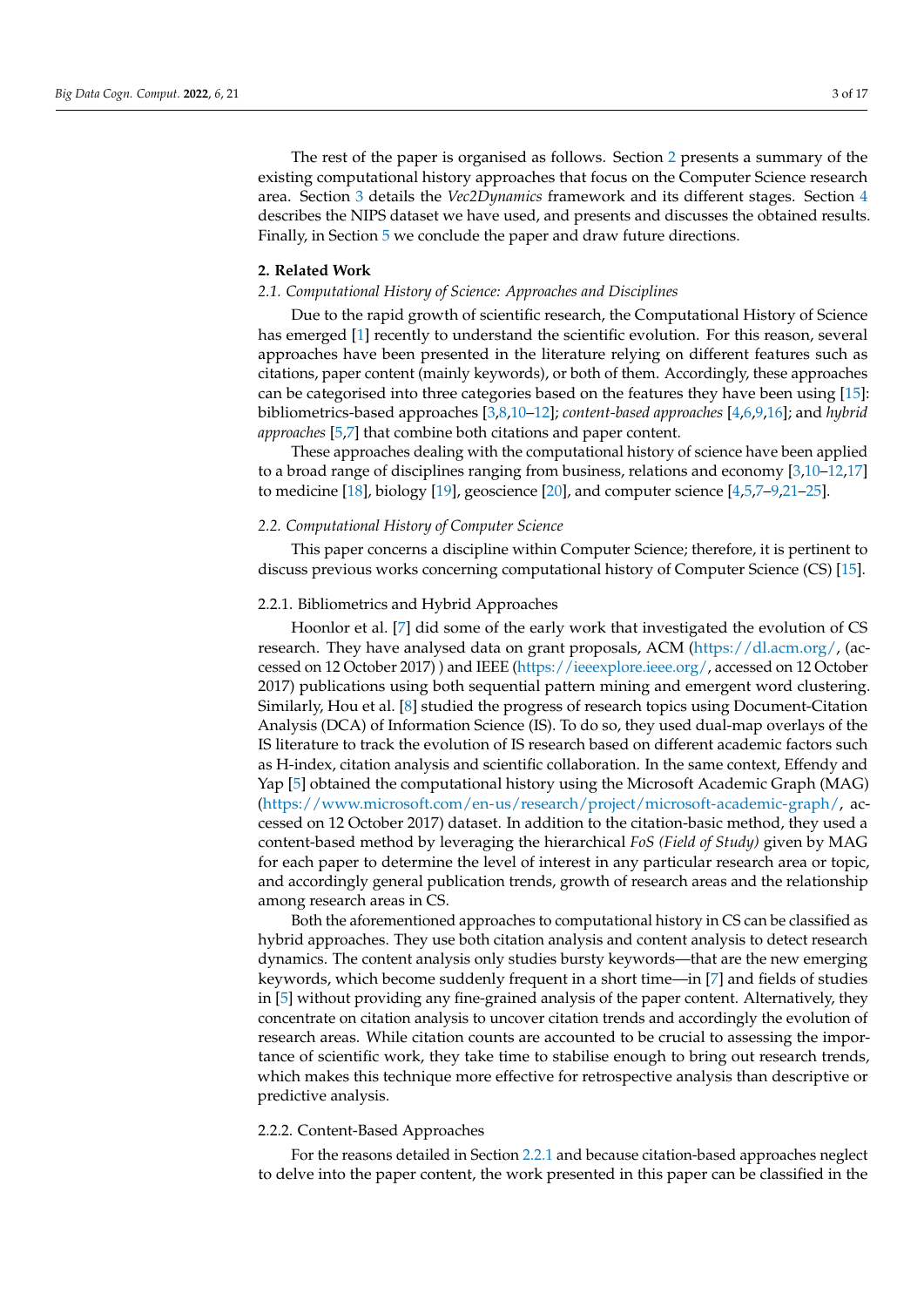The rest of the paper is organised as follows. Section 2 presents a summary of the existing computational history approaches that focus on the Computer Science research area. Section 3 details the *Vec2Dynamics* framework and its different stages. Section 4 describes the NIPS dataset we have used, and presents and discusses the obtained results. Finally, in Section 5 we conclude the paper and draw future directions.

## 2. Related Work

### 2.1. Computational History of Science: Approaches and Disciplines

Due to the rapid growth of scientific research, the Computational History of Science has emerged [1] recently to understand the scientific evolution. For this reason, several approaches have been presented in the literature relying on different features such as citations, paper content (mainly keywords), or both of them. Accordingly, these approaches can be categorised into three categories based on the features they have been using [15]: bibliometrics-based approaches [3,8,10–12]; *content-based approaches* [4,6,9,16]; and *hybrid approaches* [5,7] that combine both citations and paper content.

These approaches dealing with the computational history of science have been applied to a broad range of disciplines ranging from business, relations and economy [3,10–12,17] to medicine [18], biology [19], geoscience [20], and computer science [4,5,7–9,21–25].

### 2.2. Computational History of Computer Science

This paper concerns a discipline within Computer Science; therefore, it is pertinent to discuss previous works concerning computational history of Computer Science (CS) [15].

#### 2.2.1. Bibliometrics and Hybrid Approaches

Hoonlor et al. [7] did some of the early work that investigated the evolution of CS research. They have analysed data on grant proposals, ACM (https://dl.acm.org/, (accessed on 12 October 2017) ) and IEEE (https://ieeexplore.ieee.org/, accessed on 12 October 2017) publications using both sequential pattern mining and emergent word clustering. Similarly, Hou et al. [8] studied the progress of research topics using Document-Citation Analysis (DCA) of Information Science (IS). To do so, they used dual-map overlays of the IS literature to track the evolution of IS research based on different academic factors such as H-index, citation analysis and scientific collaboration. In the same context, Effendy and Yap [5] obtained the computational history using the Microsoft Academic Graph (MAG) (https://www.microsoft.com/en-us/research/project/microsoft-academic-graph/, accessed on 12 October 2017) dataset. In addition to the citation-basic method, they used a content-based method by leveraging the hierarchical *FoS (Field of Study)* given by MAG for each paper to determine the level of interest in any particular research area or topic, and accordingly general publication trends, growth of research areas and the relationship among research areas in CS.

Both the aforementioned approaches to computational history in CS can be classified as hybrid approaches. They use both citation analysis and content analysis to detect research dynamics. The content analysis only studies bursty keywords—that are the new emerging keywords, which become suddenly frequent in a short time—in [7] and fields of studies in [5] without providing any fine-grained analysis of the paper content. Alternatively, they concentrate on citation analysis to uncover citation trends and accordingly the evolution of research areas. While citation counts are accounted to be crucial to assessing the importance of scientific work, they take time to stabilise enough to bring out research trends, which makes this technique more effective for retrospective analysis than descriptive or predictive analysis.

#### 2.2.2. Content-Based Approaches

For the reasons detailed in Section 2.2.1 and because citation-based approaches neglect to delve into the paper content, the work presented in this paper can be classified in the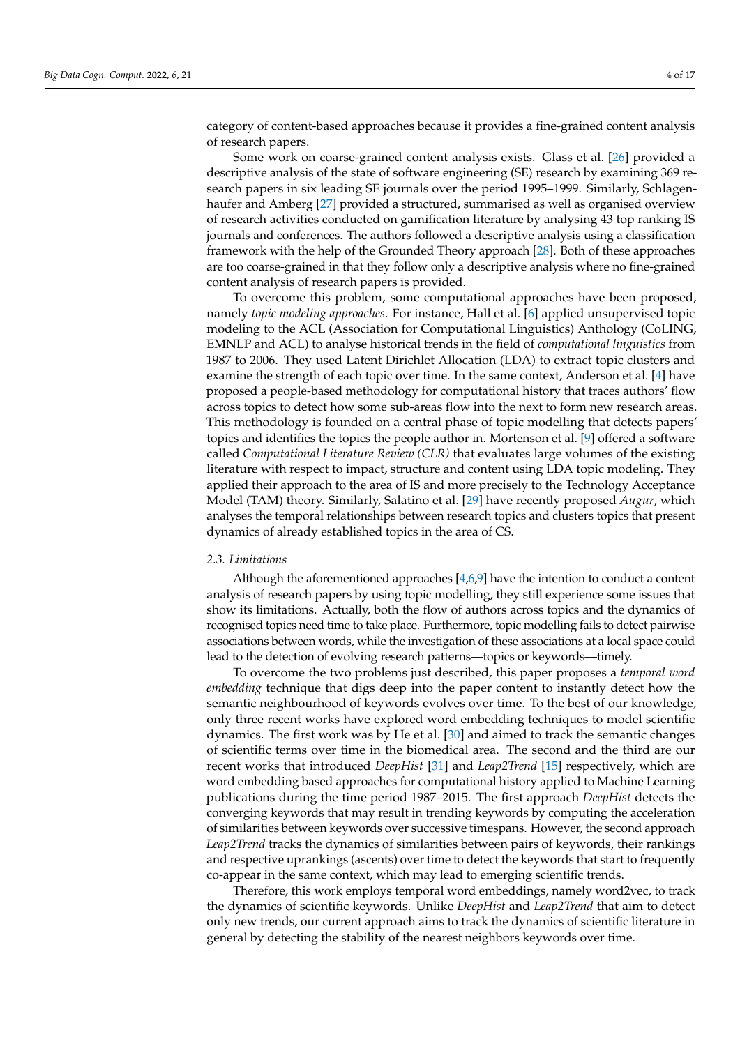category of content-based approaches because it provides a fine-grained content analysis of research papers.

Some work on coarse-grained content analysis exists. Glass et al. [26] provided a descriptive analysis of the state of software engineering (SE) research by examining 369 research papers in six leading SE journals over the period 1995–1999. Similarly, Schlagenhaufer and Amberg [27] provided a structured, summarised as well as organised overview of research activities conducted on gamification literature by analysing 43 top ranking IS journals and conferences. The authors followed a descriptive analysis using a classification framework with the help of the Grounded Theory approach [28]. Both of these approaches are too coarse-grained in that they follow only a descriptive analysis where no fine-grained content analysis of research papers is provided.

To overcome this problem, some computational approaches have been proposed, namely *topic modeling approaches*. For instance, Hall et al. [6] applied unsupervised topic modeling to the ACL (Association for Computational Linguistics) Anthology (CoLING, EMNLP and ACL) to analyse historical trends in the field of *computational linguistics* from 1987 to 2006. They used Latent Dirichlet Allocation (LDA) to extract topic clusters and examine the strength of each topic over time. In the same context, Anderson et al. [4] have proposed a people-based methodology for computational history that traces authors' flow across topics to detect how some sub-areas flow into the next to form new research areas. This methodology is founded on a central phase of topic modelling that detects papers' topics and identifies the topics the people author in. Mortenson et al. [9] offered a software called *Computational Literature Review (CLR)* that evaluates large volumes of the existing literature with respect to impact, structure and content using LDA topic modeling. They applied their approach to the area of IS and more precisely to the Technology Acceptance Model (TAM) theory. Similarly, Salatino et al. [29] have recently proposed *Augur*, which analyses the temporal relationships between research topics and clusters topics that present dynamics of already established topics in the area of CS.

### 2.3. Limitations

Although the aforementioned approaches [4,6,9] have the intention to conduct a content analysis of research papers by using topic modelling, they still experience some issues that show its limitations. Actually, both the flow of authors across topics and the dynamics of recognised topics need time to take place. Furthermore, topic modelling fails to detect pairwise associations between words, while the investigation of these associations at a local space could lead to the detection of evolving research patterns—topics or keywords—timely.

To overcome the two problems just described, this paper proposes a *temporal word embedding* technique that digs deep into the paper content to instantly detect how the semantic neighbourhood of keywords evolves over time. To the best of our knowledge, only three recent works have explored word embedding techniques to model scientific dynamics. The first work was by He et al. [30] and aimed to track the semantic changes of scientific terms over time in the biomedical area. The second and the third are our recent works that introduced *DeepHist* [31] and *Leap2Trend* [15] respectively, which are word embedding based approaches for computational history applied to Machine Learning publications during the time period 1987–2015. The first approach *DeepHist* detects the converging keywords that may result in trending keywords by computing the acceleration of similarities between keywords over successive timespans. However, the second approach *Leap2Trend* tracks the dynamics of similarities between pairs of keywords, their rankings and respective uprankings (ascents) over time to detect the keywords that start to frequently co-appear in the same context, which may lead to emerging scientific trends.

Therefore, this work employs temporal word embeddings, namely word2vec, to track the dynamics of scientific keywords. Unlike *DeepHist* and *Leap2Trend* that aim to detect only new trends, our current approach aims to track the dynamics of scientific literature in general by detecting the stability of the nearest neighbors keywords over time.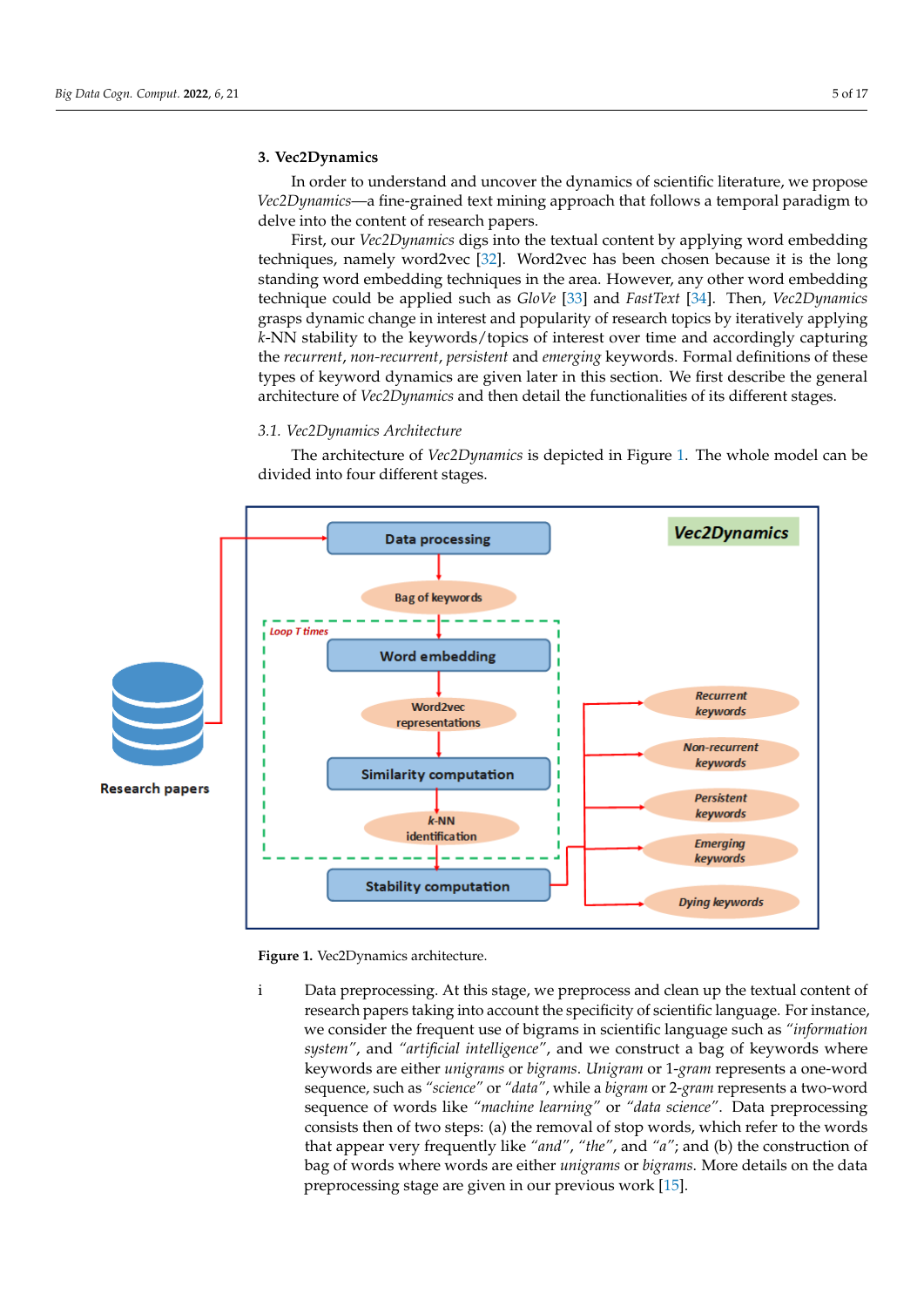## 3. Vec2Dynamics

In order to understand and uncover the dynamics of scientific literature, we propose *Vec2Dynamics*—a fine-grained text mining approach that follows a temporal paradigm to delve into the content of research papers.

First, our *Vec2Dynamics* digs into the textual content by applying word embedding techniques, namely word2vec [32]. Word2vec has been chosen because it is the long standing word embedding techniques in the area. However, any other word embedding technique could be applied such as *GloVe* [33] and *FastText* [34]. Then, *Vec2Dynamics* grasps dynamic change in interest and popularity of research topics by iteratively applying $k$-NN stability to the keywords/topics of interest over time and accordingly capturing the *recurrent*, *non-recurrent*, *persistent* and *emerging* keywords. Formal definitions of these types of keyword dynamics are given later in this section. We first describe the general architecture of *Vec2Dynamics* and then detail the functionalities of its different stages.

### 3.1. Vec2Dynamics Architecture

The architecture of *Vec2Dynamics* is depicted in Figure 1. The whole model can be divided into four different stages.

**Figure 1.** Vec2Dynamics architecture.

i Data preprocessing. At this stage, we preprocess and clean up the textual content of research papers taking into account the specificity of scientific language. For instance, we consider the frequent use of bigrams in scientific language such as *"information system"*, and *"artificial intelligence"*, and we construct a bag of keywords where keywords are either *unigrams* or *bigrams*. *Unigram* or 1-*gram* represents a one-word sequence, such as *"science"* or *"data"*, while a *bigram* or 2-*gram* represents a two-word sequence of words like *"machine learning"* or *"data science"*. Data preprocessing consists then of two steps: (a) the removal of stop words, which refer to the words that appear very frequently like *"and"*, *"the"*, and *"a"*; and (b) the construction of bag of words where words are either *unigrams* or *bigrams*. More details on the data preprocessing stage are given in our previous work [15].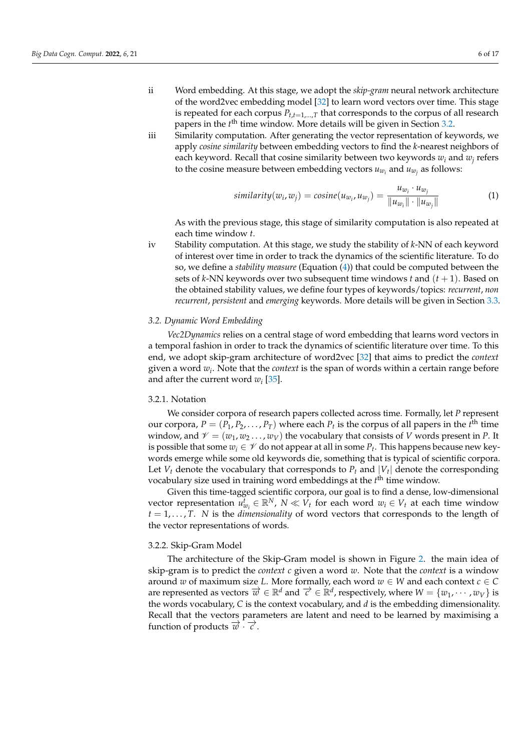ii Word embedding. At this stage, we adopt the *skip-gram* neural network architecture of the word2vec embedding model [32] to learn word vectors over time. This stage is repeated for each corpus $P_{t,t=1,\ldots,T}$ that corresponds to the corpus of all research papers in the $t^{\text{th}}$ time window. More details will be given in Section 3.2.

iii Similarity computation. After generating the vector representation of keywords, we apply *cosine similarity* between embedding vectors to find the *k*-nearest neighbors of each keyword. Recall that cosine similarity between two keywords $w_i$ and $w_j$ refers to the cosine measure between embedding vectors $u_{w_i}$ and $u_{w_j}$ as follows:

$$similarity(w_i, w_j) = cosine(u_{w_i}, u_{w_j}) = \frac{u_{w_i} \cdot u_{w_j}}{\|u_{w_i}\| \cdot \|u_{w_j}\|} \tag{1}$$

As with the previous stage, this stage of similarity computation is also repeated at each time window $t$.

iv Stability computation. At this stage, we study the stability of *k*-NN of each keyword of interest over time in order to track the dynamics of the scientific literature. To do so, we define a *stability measure* (Equation (4)) that could be computed between the sets of *k*-NN keywords over two subsequent time windows $t$ and $(t+1)$. Based on the obtained stability values, we define four types of keywords/topics: *recurrent*, *non recurrent*, *persistent* and *emerging* keywords. More details will be given in Section 3.3.

### 3.2. Dynamic Word Embedding

*Vec2Dynamics* relies on a central stage of word embedding that learns word vectors in a temporal fashion in order to track the dynamics of scientific literature over time. To this end, we adopt skip-gram architecture of word2vec [32] that aims to predict the *context* given a word $w_i$. Note that the *context* is the span of words within a certain range before and after the current word $w_i$ [35].

#### 3.2.1. Notation

We consider corpora of research papers collected across time. Formally, let $P$ represent our corpora, $P = (P_1, P_2, \ldots, P_T)$ where each $P_t$ is the corpus of all papers in the $t^{\text{th}}$ time window, and $\mathscr{V} = (w_1, w_2 \ldots, w_V)$ the vocabulary that consists of $V$ words present in $P$. It is possible that some $w_i \in \mathscr{V}$ do not appear at all in some $P_t$. This happens because new keywords emerge while some old keywords die, something that is typical of scientific corpora. Let $V_t$ denote the vocabulary that corresponds to $P_t$ and $|V_t|$ denote the corresponding vocabulary size used in training word embeddings at the $t^{\text{th}}$ time window.

Given this time-tagged scientific corpora, our goal is to find a dense, low-dimensional vector representation $u^t_{w_i} \in \mathbb{R}^N$, $N \ll V_t$ for each word $w_i \in V_t$ at each time window $t = 1, \ldots, T$. $N$ is the *dimensionality* of word vectors that corresponds to the length of the vector representations of words.

#### 3.2.2. Skip-Gram Model

The architecture of the Skip-Gram model is shown in Figure 2. the main idea of skip-gram is to predict the *context* $c$ given a word $w$. Note that the *context* is a window around $w$ of maximum size $L$. More formally, each word $w \in W$ and each context $c \in C$ are represented as vectors $\overrightarrow{w} \in \mathbb{R}^d$ and $\overrightarrow{c} \in \mathbb{R}^d$, respectively, where $W = \{w_1, \cdots, w_V\}$ is the words vocabulary, $C$ is the context vocabulary, and $d$ is the embedding dimensionality. Recall that the vectors parameters are latent and need to be learned by maximising a function of products $\overrightarrow{w} \cdot \overrightarrow{c}$.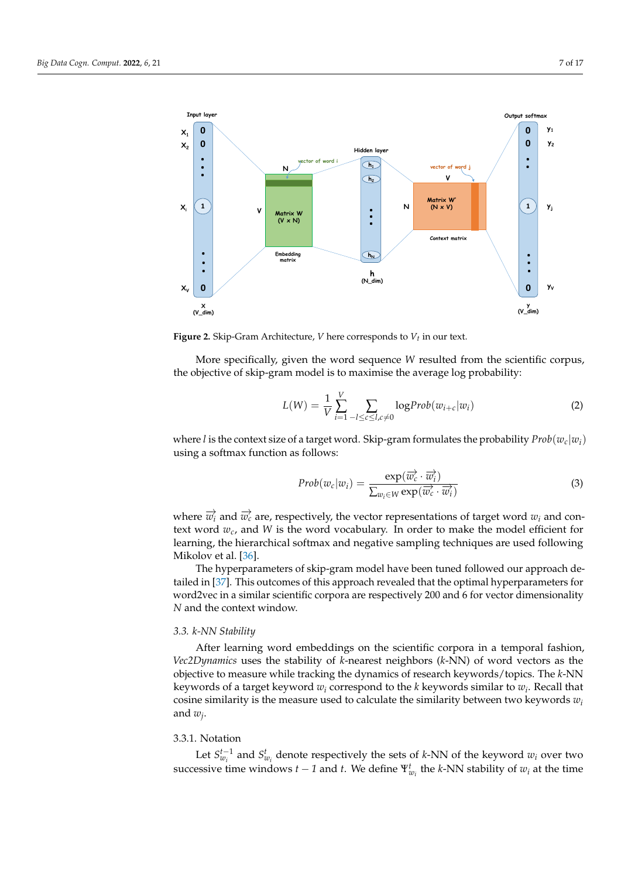Figure 2. Skip-Gram Architecture, $V$ here corresponds to $V_t$ in our text.

More specifically, given the word sequence $W$ resulted from the scientific corpus, the objective of skip-gram model is to maximise the average log probability:

$$L(W) = \frac{1}{V} \sum_{i=1}^{V} \sum_{-l \leq c \leq l, c \neq 0} \log Prob(w_{i+c}|w_i) \tag{2}$$

where $l$ is the context size of a target word. Skip-gram formulates the probability $Prob(w_c|w_i)$ using a softmax function as follows:

$$Prob(w_c|w_i) = \frac{\exp(\overrightarrow{w_c} \cdot \overrightarrow{w_i})}{\sum_{w_i \in W} \exp(\overrightarrow{w_c} \cdot \overrightarrow{w_i})} \tag{3}$$

where $\overrightarrow{w_i}$ and $\overrightarrow{w_c}$ are, respectively, the vector representations of target word $w_i$ and context word $w_c$, and $W$ is the word vocabulary. In order to make the model efficient for learning, the hierarchical softmax and negative sampling techniques are used following Mikolov et al. [36].

The hyperparameters of skip-gram model have been tuned followed our approach detailed in [37]. This outcomes of this approach revealed that the optimal hyperparameters for word2vec in a similar scientific corpora are respectively 200 and 6 for vector dimensionality $N$ and the context window.

### 3.3. k-NN Stability

After learning word embeddings on the scientific corpora in a temporal fashion, *Vec2Dynamics* uses the stability of $k$-nearest neighbors ($k$-NN) of word vectors as the objective to measure while tracking the dynamics of research keywords/topics. The $k$-NN keywords of a target keyword $w_i$ correspond to the $k$ keywords similar to $w_i$. Recall that cosine similarity is the measure used to calculate the similarity between two keywords $w_i$ and $w_j$.

#### 3.3.1. Notation

Let $S_{w_i}^{t-1}$ and $S_{w_i}^{t}$ denote respectively the sets of $k$-NN of the keyword $w_i$ over two successive time windows $t-1$ and $t$. We define $\Psi_{w_i}^{t}$ the $k$-NN stability of $w_i$ at the time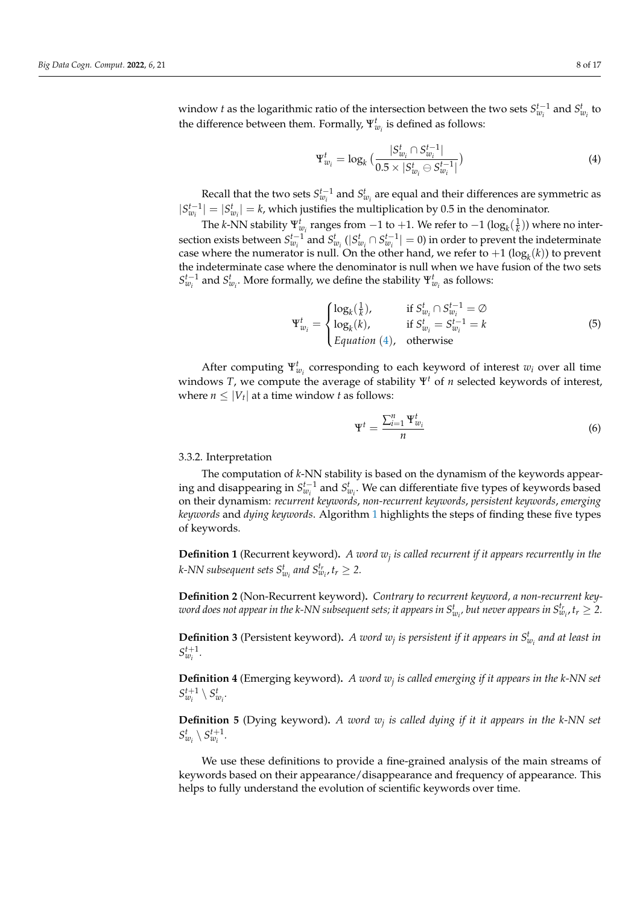window $t$ as the logarithmic ratio of the intersection between the two sets $S_{w_i}^{t-1}$ and $S_{w_i}^{t}$ to the difference between them. Formally, $\Psi_{w_i}^{t}$ is defined as follows:

$$\Psi_{w_i}^{t} = \log_k \big( \frac{|S_{w_i}^{t} \cap S_{w_i}^{t-1}|}{0.5 \times |S_{w_i}^{t} \ominus S_{w_i}^{t-1}|} \big) \tag{4}$$

Recall that the two sets $S_{w_i}^{t-1}$ and $S_{w_i}^{t}$ are equal and their differences are symmetric as $|S_{w_i}^{t-1}| = |S_{w_i}^{t}| = k$, which justifies the multiplication by 0.5 in the denominator.

The $k$-NN stability $\Psi_{w_i}^{t}$ ranges from $-1$ to $+1$. We refer to $-1$ ($\log_k(\frac{1}{k})$) where no intersection exists between $S_{w_i}^{t-1}$ and $S_{w_i}^{t}$ ($|S_{w_i}^{t} \cap S_{w_i}^{t-1}| = 0$) in order to prevent the indeterminate case where the numerator is null. On the other hand, we refer to $+1$ ($\log_k(k)$) to prevent the indeterminate case where the denominator is null when we have fusion of the two sets $S_{w_i}^{t-1}$ and $S_{w_i}^{t}$. More formally, we define the stability $\Psi_{w_i}^{t}$ as follows:

$$\Psi_{w_i}^{t} = \begin{cases} \log_k(\frac{1}{k}), & \text{if } S_{w_i}^{t} \cap S_{w_i}^{t-1} = \emptyset \\ \log_k(k), & \text{if } S_{w_i}^{t} = S_{w_i}^{t-1} = k \\ \textit{Equation } (4), & \text{otherwise} \end{cases} \tag{5}$$

After computing $\Psi_{w_i}^{t}$ corresponding to each keyword of interest $w_i$ over all time windows $T$, we compute the average of stability $\Psi^{t}$ of $n$ selected keywords of interest, where $n \leq |V_t|$ at a time window $t$ as follows:

$$\Psi^{t} = \frac{\sum_{i=1}^{n} \Psi_{w_i}^{t}}{n} \tag{6}$$

#### 3.3.2. Interpretation

The computation of $k$-NN stability is based on the dynamism of the keywords appearing and disappearing in $S_{w_i}^{t-1}$ and $S_{w_i}^{t}$. We can differentiate five types of keywords based on their dynamism: *recurrent keywords*, *non-recurrent keywords*, *persistent keywords*, *emerging keywords* and *dying keywords*. Algorithm 1 highlights the steps of finding these five types of keywords.

**Definition 1** (Recurrent keyword)**.** *A word $w_j$ is called recurrent if it appears recurrently in the k-NN subsequent sets $S_{w_i}^{t}$ and $S_{w_i}^{t_r}$, $t_r \geq 2$.*

**Definition 2** (Non-Recurrent keyword)**.** *Contrary to recurrent keyword, a non-recurrent keyword does not appear in the k-NN subsequent sets; it appears in $S_{w_i}^{t}$, but never appears in $S_{w_i}^{t_r}$, $t_r \geq 2$.*

**Definition 3** (Persistent keyword)**.** *A word $w_j$ is persistent if it appears in $S_{w_i}^{t}$ and at least in $S_{w_i}^{t+1}$.*

**Definition 4** (Emerging keyword)**.** *A word $w_j$ is called emerging if it appears in the k-NN set $S_{w_i}^{t+1} \setminus S_{w_i}^{t}$.*

**Definition 5** (Dying keyword)**.** *A word $w_j$ is called dying if it it appears in the k-NN set $S_{w_i}^{t} \setminus S_{w_i}^{t+1}$.*

We use these definitions to provide a fine-grained analysis of the main streams of keywords based on their appearance/disappearance and frequency of appearance. This helps to fully understand the evolution of scientific keywords over time.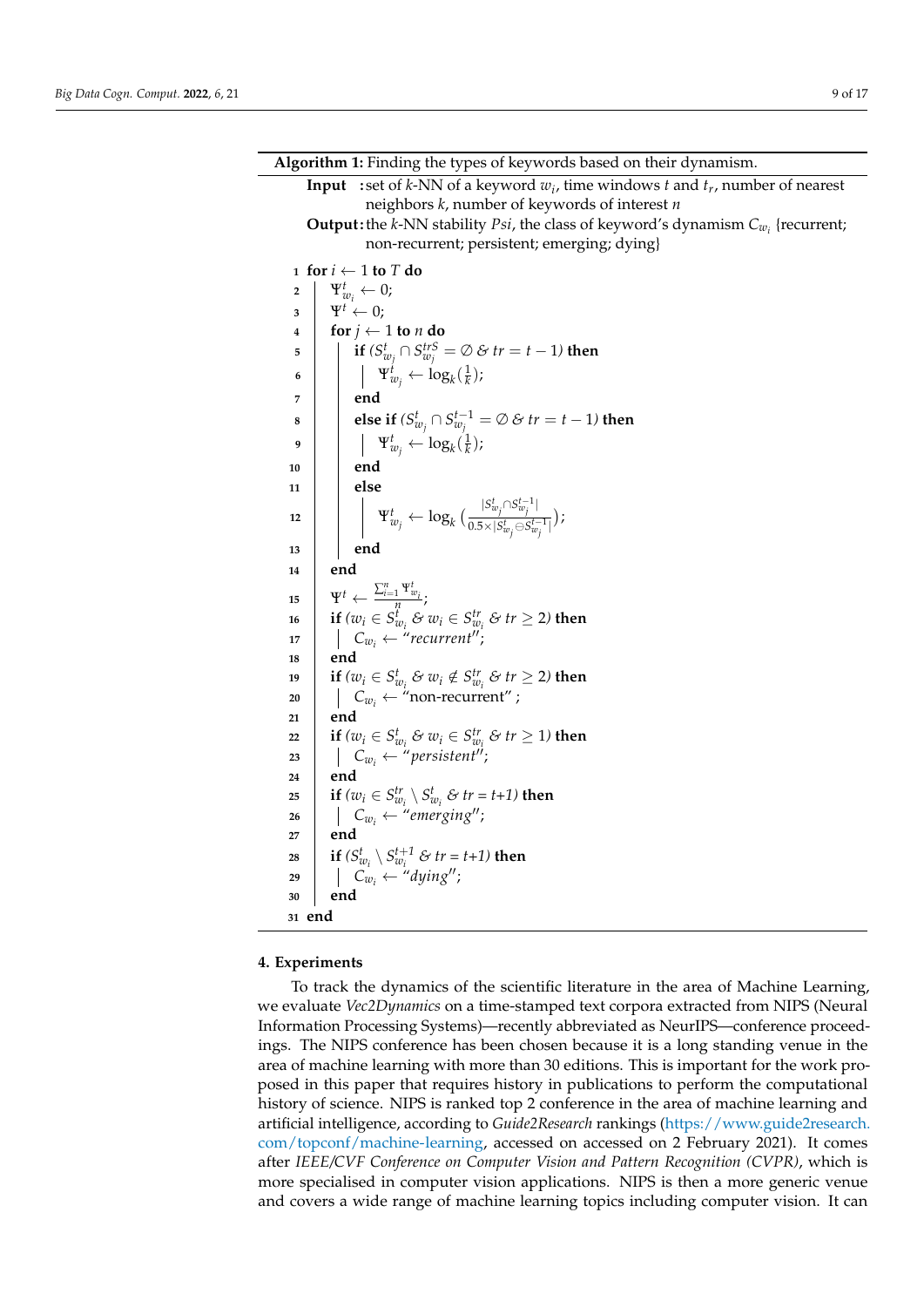**Algorithm 1:** Finding the types of keywords based on their dynamism.

**Input :** set of $k$-NN of a keyword $w_i$, time windows $t$ and $t_r$, number of nearest neighbors $k$, number of keywords of interest $n$

**Output:** the $k$-NN stability $Psi$, the class of keyword's dynamism $C_{w_i}$ {recurrent; non-recurrent; persistent; emerging; dying}

```
1  for i ← 1 to T do
2      Ψ^t_{w_i} ← 0;
3      Ψ^t ← 0;
4      for j ← 1 to n do
5          if (S^t_{w_j} ∩ S^{trS}_{w_j} = ∅ & tr = t − 1) then
6              Ψ^t_{w_j} ← log_k(1/k);
7          end
8          else if (S^t_{w_j} ∩ S^{t−1}_{w_j} = ∅ & tr = t − 1) then
9              Ψ^t_{w_j} ← log_k(1/k);
10         end
11         else
12             Ψ^t_{w_j} ← log_k( |S^t_{w_j} ∩ S^{t−1}_{w_j}| / (0.5 × |S^t_{w_j} ⊖ S^{t−1}_{w_j}|) );
13         end
14     end
15     Ψ^t ← (Σ^n_{i=1} Ψ^t_{w_i}) / n;
16     if (w_i ∈ S^t_{w_i} & w_i ∈ S^{tr}_{w_i} & tr ≥ 2) then
17         C_{w_i} ← "recurrent";
18     end
19     if (w_i ∈ S^t_{w_i} & w_i ∉ S^{tr}_{w_i} & tr ≥ 2) then
20         C_{w_i} ← "non-recurrent";
21     end
22     if (w_i ∈ S^t_{w_i} & w_i ∈ S^{tr}_{w_i} & tr ≥ 1) then
23         C_{w_i} ← "persistent";
24     end
25     if (w_i ∈ S^{tr}_{w_i} \ S^t_{w_i} & tr = t+1) then
26         C_{w_i} ← "emerging";
27     end
28     if (S^t_{w_i} \ S^{t+1}_{w_i} & tr = t+1) then
29         C_{w_i} ← "dying";
30     end
31 end
```

## 4. Experiments

To track the dynamics of the scientific literature in the area of Machine Learning, we evaluate *Vec2Dynamics* on a time-stamped text corpora extracted from NIPS (Neural Information Processing Systems)—recently abbreviated as NeurIPS—conference proceedings. The NIPS conference has been chosen because it is a long standing venue in the area of machine learning with more than 30 editions. This is important for the work proposed in this paper that requires history in publications to perform the computational history of science. NIPS is ranked top 2 conference in the area of machine learning and artificial intelligence, according to *Guide2Research* rankings (https://www.guide2research.com/topconf/machine-learning, accessed on accessed on 2 February 2021). It comes after *IEEE/CVF Conference on Computer Vision and Pattern Recognition (CVPR)*, which is more specialised in computer vision applications. NIPS is then a more generic venue and covers a wide range of machine learning topics including computer vision. It can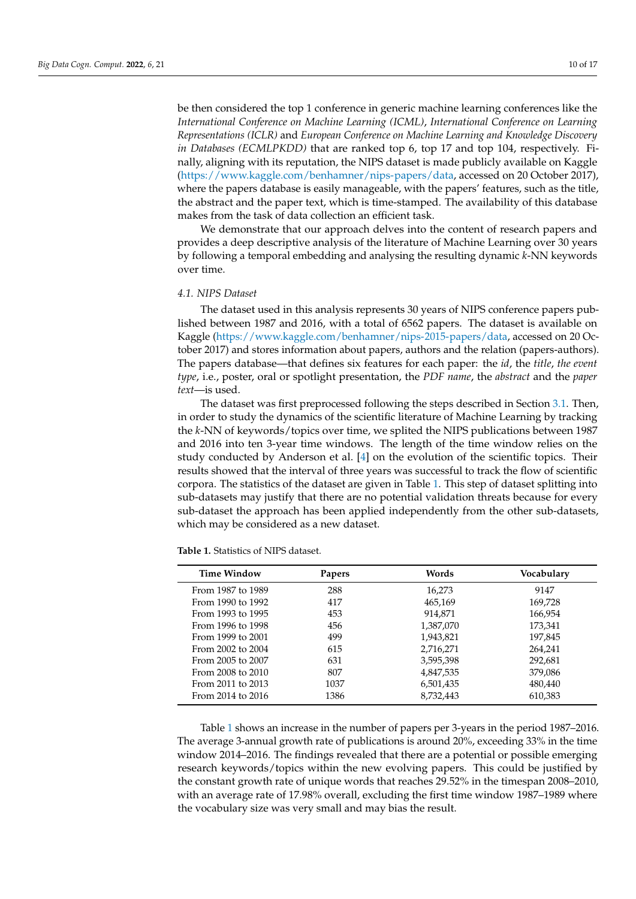be then considered the top 1 conference in generic machine learning conferences like the *International Conference on Machine Learning (ICML)*, *International Conference on Learning Representations (ICLR)* and *European Conference on Machine Learning and Knowledge Discovery in Databases (ECMLPKDD)* that are ranked top 6, top 17 and top 104, respectively. Finally, aligning with its reputation, the NIPS dataset is made publicly available on Kaggle (https://www.kaggle.com/benhamner/nips-papers/data, accessed on 20 October 2017), where the papers database is easily manageable, with the papers' features, such as the title, the abstract and the paper text, which is time-stamped. The availability of this database makes from the task of data collection an efficient task.

We demonstrate that our approach delves into the content of research papers and provides a deep descriptive analysis of the literature of Machine Learning over 30 years by following a temporal embedding and analysing the resulting dynamic *k*-NN keywords over time.

### 4.1. NIPS Dataset

The dataset used in this analysis represents 30 years of NIPS conference papers published between 1987 and 2016, with a total of 6562 papers. The dataset is available on Kaggle (https://www.kaggle.com/benhamner/nips-2015-papers/data, accessed on 20 October 2017) and stores information about papers, authors and the relation (papers-authors). The papers database—that defines six features for each paper: the *id*, the *title*, *the event type*, i.e., poster, oral or spotlight presentation, the *PDF name*, the *abstract* and the *paper text*—is used.

The dataset was first preprocessed following the steps described in Section 3.1. Then, in order to study the dynamics of the scientific literature of Machine Learning by tracking the *k*-NN of keywords/topics over time, we splited the NIPS publications between 1987 and 2016 into ten 3-year time windows. The length of the time window relies on the study conducted by Anderson et al. [4] on the evolution of the scientific topics. Their results showed that the interval of three years was successful to track the flow of scientific corpora. The statistics of the dataset are given in Table 1. This step of dataset splitting into sub-datasets may justify that there are no potential validation threats because for every sub-dataset the approach has been applied independently from the other sub-datasets, which may be considered as a new dataset.

**Table 1.** Statistics of NIPS dataset.

| Time Window | Papers | Words | Vocabulary |
|---|---|---|---|
| From 1987 to 1989 | 288 | 16,273 | 9147 |
| From 1990 to 1992 | 417 | 465,169 | 169,728 |
| From 1993 to 1995 | 453 | 914,871 | 166,954 |
| From 1996 to 1998 | 456 | 1,387,070 | 173,341 |
| From 1999 to 2001 | 499 | 1,943,821 | 197,845 |
| From 2002 to 2004 | 615 | 2,716,271 | 264,241 |
| From 2005 to 2007 | 631 | 3,595,398 | 292,681 |
| From 2008 to 2010 | 807 | 4,847,535 | 379,086 |
| From 2011 to 2013 | 1037 | 6,501,435 | 480,440 |
| From 2014 to 2016 | 1386 | 8,732,443 | 610,383 |

Table 1 shows an increase in the number of papers per 3-years in the period 1987–2016. The average 3-annual growth rate of publications is around 20%, exceeding 33% in the time window 2014–2016. The findings revealed that there are a potential or possible emerging research keywords/topics within the new evolving papers. This could be justified by the constant growth rate of unique words that reaches 29.52% in the timespan 2008–2010, with an average rate of 17.98% overall, excluding the first time window 1987–1989 where the vocabulary size was very small and may bias the result.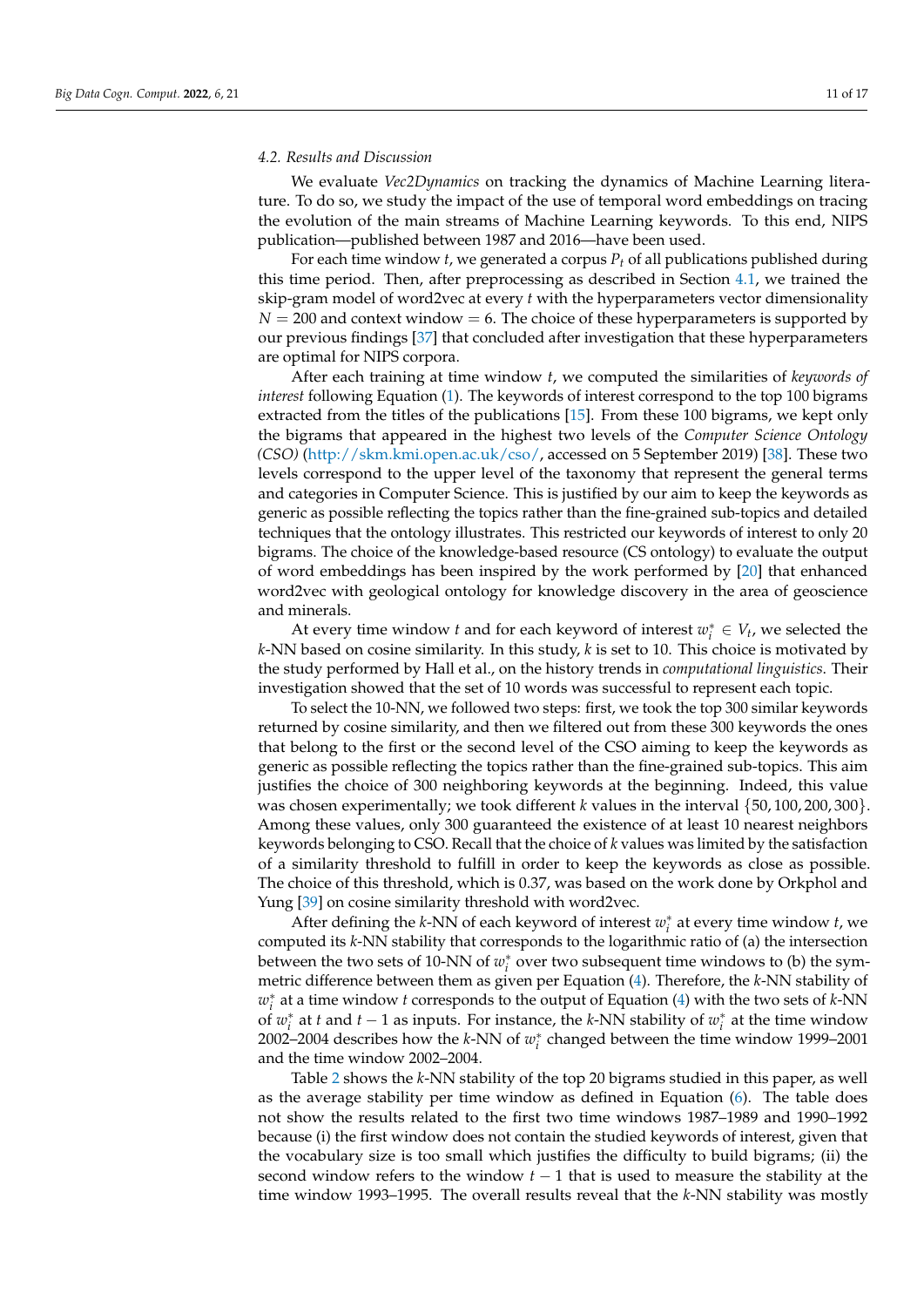### 4.2. Results and Discussion

We evaluate *Vec2Dynamics* on tracking the dynamics of Machine Learning literature. To do so, we study the impact of the use of temporal word embeddings on tracing the evolution of the main streams of Machine Learning keywords. To this end, NIPS publication—published between 1987 and 2016—have been used.

For each time window $t$, we generated a corpus $P_t$ of all publications published during this time period. Then, after preprocessing as described in Section 4.1, we trained the skip-gram model of word2vec at every $t$ with the hyperparameters vector dimensionality $N = 200$ and context window $= 6$. The choice of these hyperparameters is supported by our previous findings [37] that concluded after investigation that these hyperparameters are optimal for NIPS corpora.

After each training at time window $t$, we computed the similarities of *keywords of interest* following Equation (1). The keywords of interest correspond to the top 100 bigrams extracted from the titles of the publications [15]. From these 100 bigrams, we kept only the bigrams that appeared in the highest two levels of the *Computer Science Ontology (CSO)* (http://skm.kmi.open.ac.uk/cso/, accessed on 5 September 2019) [38]. These two levels correspond to the upper level of the taxonomy that represent the general terms and categories in Computer Science. This is justified by our aim to keep the keywords as generic as possible reflecting the topics rather than the fine-grained sub-topics and detailed techniques that the ontology illustrates. This restricted our keywords of interest to only 20 bigrams. The choice of the knowledge-based resource (CS ontology) to evaluate the output of word embeddings has been inspired by the work performed by [20] that enhanced word2vec with geological ontology for knowledge discovery in the area of geoscience and minerals.

At every time window $t$ and for each keyword of interest $w_i^* \in V_t$, we selected the $k$-NN based on cosine similarity. In this study, $k$ is set to 10. This choice is motivated by the study performed by Hall et al., on the history trends in *computational linguistics*. Their investigation showed that the set of 10 words was successful to represent each topic.

To select the 10-NN, we followed two steps: first, we took the top 300 similar keywords returned by cosine similarity, and then we filtered out from these 300 keywords the ones that belong to the first or the second level of the CSO aiming to keep the keywords as generic as possible reflecting the topics rather than the fine-grained sub-topics. This aim justifies the choice of 300 neighboring keywords at the beginning. Indeed, this value was chosen experimentally; we took different $k$ values in the interval $\{50, 100, 200, 300\}$. Among these values, only 300 guaranteed the existence of at least 10 nearest neighbors keywords belonging to CSO. Recall that the choice of $k$ values was limited by the satisfaction of a similarity threshold to fulfill in order to keep the keywords as close as possible. The choice of this threshold, which is 0.37, was based on the work done by Orkphol and Yung [39] on cosine similarity threshold with word2vec.

After defining the $k$-NN of each keyword of interest $w_i^*$ at every time window $t$, we computed its $k$-NN stability that corresponds to the logarithmic ratio of (a) the intersection between the two sets of 10-NN of $w_i^*$ over two subsequent time windows to (b) the symmetric difference between them as given per Equation (4). Therefore, the $k$-NN stability of $w_i^*$ at a time window $t$ corresponds to the output of Equation (4) with the two sets of $k$-NN of $w_i^*$ at $t$ and $t-1$ as inputs. For instance, the $k$-NN stability of $w_i^*$ at the time window 2002–2004 describes how the $k$-NN of $w_i^*$ changed between the time window 1999–2001 and the time window 2002–2004.

Table 2 shows the $k$-NN stability of the top 20 bigrams studied in this paper, as well as the average stability per time window as defined in Equation (6). The table does not show the results related to the first two time windows 1987–1989 and 1990–1992 because (i) the first window does not contain the studied keywords of interest, given that the vocabulary size is too small which justifies the difficulty to build bigrams; (ii) the second window refers to the window $t-1$ that is used to measure the stability at the time window 1993–1995. The overall results reveal that the $k$-NN stability was mostly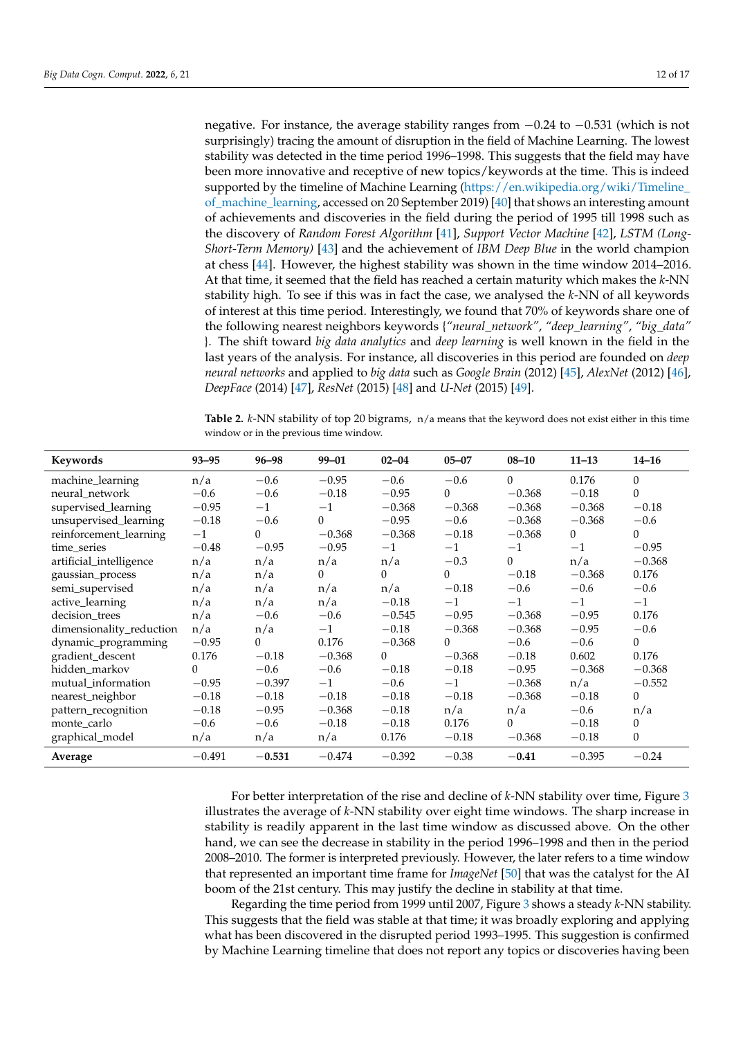negative. For instance, the average stability ranges from −0.24 to −0.531 (which is not surprisingly) tracing the amount of disruption in the field of Machine Learning. The lowest stability was detected in the time period 1996–1998. This suggests that the field may have been more innovative and receptive of new topics/keywords at the time. This is indeed supported by the timeline of Machine Learning (https://en.wikipedia.org/wiki/Timeline_of_machine_learning, accessed on 20 September 2019) [40] that shows an interesting amount of achievements and discoveries in the field during the period of 1995 till 1998 such as the discovery of *Random Forest Algorithm* [41], *Support Vector Machine* [42], *LSTM (Long-Short-Term Memory)* [43] and the achievement of *IBM Deep Blue* in the world champion at chess [44]. However, the highest stability was shown in the time window 2014–2016. At that time, it seemed that the field has reached a certain maturity which makes the $k$-NN stability high. To see if this was in fact the case, we analysed the $k$-NN of all keywords of interest at this time period. Interestingly, we found that 70% of keywords share one of the following nearest neighbors keywords {*"neural_network"*, *"deep_learning"*, *"big_data"* }. The shift toward *big data analytics* and *deep learning* is well known in the field in the last years of the analysis. For instance, all discoveries in this period are founded on *deep neural networks* and applied to *big data* such as *Google Brain* (2012) [45], *AlexNet* (2012) [46], *DeepFace* (2014) [47], *ResNet* (2015) [48] and *U-Net* (2015) [49].

**Table 2.** $k$-NN stability of top 20 bigrams, n/a means that the keyword does not exist either in this time window or in the previous time window.

| Keywords | 93–95 | 96–98 | 99–01 | 02–04 | 05–07 | 08–10 | 11–13 | 14–16 |
|---|---|---|---|---|---|---|---|---|
| machine_learning | n/a | −0.6 | −0.95 | −0.6 | −0.6 | 0 | 0.176 | 0 |
| neural_network | −0.6 | −0.6 | −0.18 | −0.95 | 0 | −0.368 | −0.18 | 0 |
| supervised_learning | −0.95 | −1 | −1 | −0.368 | −0.368 | −0.368 | −0.368 | −0.18 |
| unsupervised_learning | −0.18 | −0.6 | 0 | −0.95 | −0.6 | −0.368 | −0.368 | −0.6 |
| reinforcement_learning | −1 | 0 | −0.368 | −0.368 | −0.18 | −0.368 | 0 | 0 |
| time_series | −0.48 | −0.95 | −0.95 | −1 | −1 | −1 | −1 | −0.95 |
| artificial_intelligence | n/a | n/a | n/a | n/a | −0.3 | 0 | n/a | −0.368 |
| gaussian_process | n/a | n/a | 0 | 0 | 0 | −0.18 | −0.368 | 0.176 |
| semi_supervised | n/a | n/a | n/a | n/a | −0.18 | −0.6 | −0.6 | −0.6 |
| active_learning | n/a | n/a | n/a | −0.18 | −1 | −1 | −1 | −1 |
| decision_trees | n/a | −0.6 | −0.6 | −0.545 | −0.95 | −0.368 | −0.95 | 0.176 |
| dimensionality_reduction | n/a | n/a | −1 | −0.18 | −0.368 | −0.368 | −0.95 | −0.6 |
| dynamic_programming | −0.95 | 0 | 0.176 | −0.368 | 0 | −0.6 | −0.6 | 0 |
| gradient_descent | 0.176 | −0.18 | −0.368 | 0 | −0.368 | −0.18 | 0.602 | 0.176 |
| hidden_markov | 0 | −0.6 | −0.6 | −0.18 | −0.18 | −0.95 | −0.368 | −0.368 |
| mutual_information | −0.95 | −0.397 | −1 | −0.6 | −1 | −0.368 | n/a | −0.552 |
| nearest_neighbor | −0.18 | −0.18 | −0.18 | −0.18 | −0.18 | −0.368 | −0.18 | 0 |
| pattern_recognition | −0.18 | −0.95 | −0.368 | −0.18 | n/a | n/a | −0.6 | n/a |
| monte_carlo | −0.6 | −0.6 | −0.18 | −0.18 | 0.176 | 0 | −0.18 | 0 |
| graphical_model | n/a | n/a | n/a | 0.176 | −0.18 | −0.368 | −0.18 | 0 |
| **Average** | −0.491 | **−0.531** | −0.474 | −0.392 | −0.38 | **−0.41** | −0.395 | −0.24 |

For better interpretation of the rise and decline of $k$-NN stability over time, Figure 3 illustrates the average of $k$-NN stability over eight time windows. The sharp increase in stability is readily apparent in the last time window as discussed above. On the other hand, we can see the decrease in stability in the period 1996–1998 and then in the period 2008–2010. The former is interpreted previously. However, the later refers to a time window that represented an important time frame for *ImageNet* [50] that was the catalyst for the AI boom of the 21st century. This may justify the decline in stability at that time.

Regarding the time period from 1999 until 2007, Figure 3 shows a steady $k$-NN stability. This suggests that the field was stable at that time; it was broadly exploring and applying what has been discovered in the disrupted period 1993–1995. This suggestion is confirmed by Machine Learning timeline that does not report any topics or discoveries having been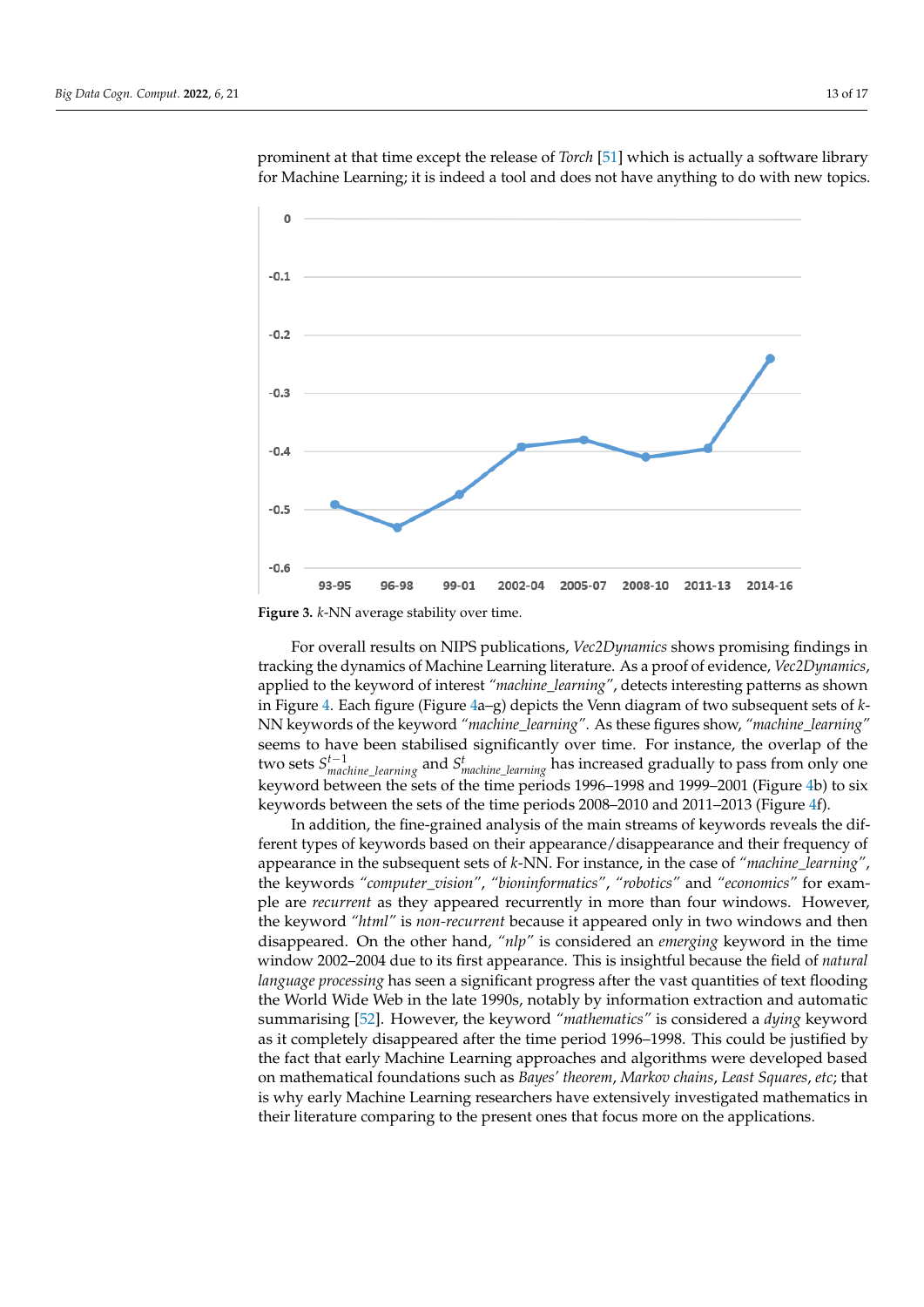prominent at that time except the release of *Torch* [51] which is actually a software library for Machine Learning; it is indeed a tool and does not have anything to do with new topics.

**Figure 3.** *k*-NN average stability over time.

For overall results on NIPS publications, *Vec2Dynamics* shows promising findings in tracking the dynamics of Machine Learning literature. As a proof of evidence, *Vec2Dynamics*, applied to the keyword of interest *"machine_learning"*, detects interesting patterns as shown in Figure 4. Each figure (Figure 4a–g) depicts the Venn diagram of two subsequent sets of *k*-NN keywords of the keyword *"machine_learning"*. As these figures show, *"machine_learning"* seems to have been stabilised significantly over time. For instance, the overlap of the two sets $S^{t-1}_{machine\_learning}$ and $S^{t}_{machine\_learning}$ has increased gradually to pass from only one keyword between the sets of the time periods 1996–1998 and 1999–2001 (Figure 4b) to six keywords between the sets of the time periods 2008–2010 and 2011–2013 (Figure 4f).

In addition, the fine-grained analysis of the main streams of keywords reveals the different types of keywords based on their appearance/disappearance and their frequency of appearance in the subsequent sets of *k*-NN. For instance, in the case of *"machine_learning"*, the keywords *"computer_vision"*, *"bioninformatics"*, *"robotics"* and *"economics"* for example are *recurrent* as they appeared recurrently in more than four windows. However, the keyword *"html"* is *non-recurrent* because it appeared only in two windows and then disappeared. On the other hand, *"nlp"* is considered an *emerging* keyword in the time window 2002–2004 due to its first appearance. This is insightful because the field of *natural language processing* has seen a significant progress after the vast quantities of text flooding the World Wide Web in the late 1990s, notably by information extraction and automatic summarising [52]. However, the keyword *"mathematics"* is considered a *dying* keyword as it completely disappeared after the time period 1996–1998. This could be justified by the fact that early Machine Learning approaches and algorithms were developed based on mathematical foundations such as *Bayes' theorem*, *Markov chains*, *Least Squares*, *etc*; that is why early Machine Learning researchers have extensively investigated mathematics in their literature comparing to the present ones that focus more on the applications.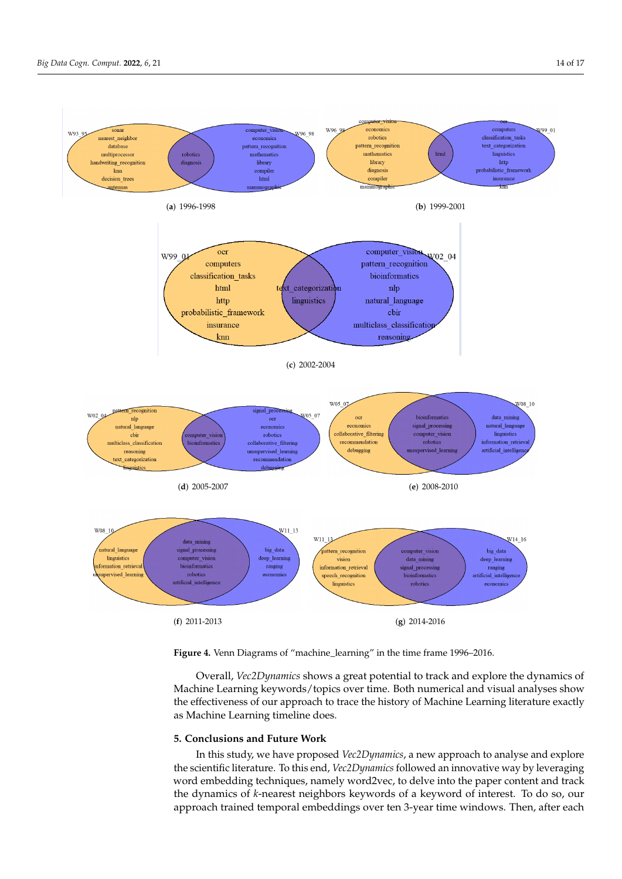(**a**) 1996-1998

(**b**) 1999-2001

(**c**) 2002-2004

(**d**) 2005-2007

(**e**) 2008-2010

(**f**) 2011-2013

(**g**) 2014-2016

**Figure 4.** Venn Diagrams of "machine_learning" in the time frame 1996–2016.

Overall, *Vec2Dynamics* shows a great potential to track and explore the dynamics of Machine Learning keywords/topics over time. Both numerical and visual analyses show the effectiveness of our approach to trace the history of Machine Learning literature exactly as Machine Learning timeline does.

## 5. Conclusions and Future Work

In this study, we have proposed *Vec2Dynamics*, a new approach to analyse and explore the scientific literature. To this end, *Vec2Dynamics* followed an innovative way by leveraging word embedding techniques, namely word2vec, to delve into the paper content and track the dynamics of $k$-nearest neighbors keywords of a keyword of interest. To do so, our approach trained temporal embeddings over ten 3-year time windows. Then, after each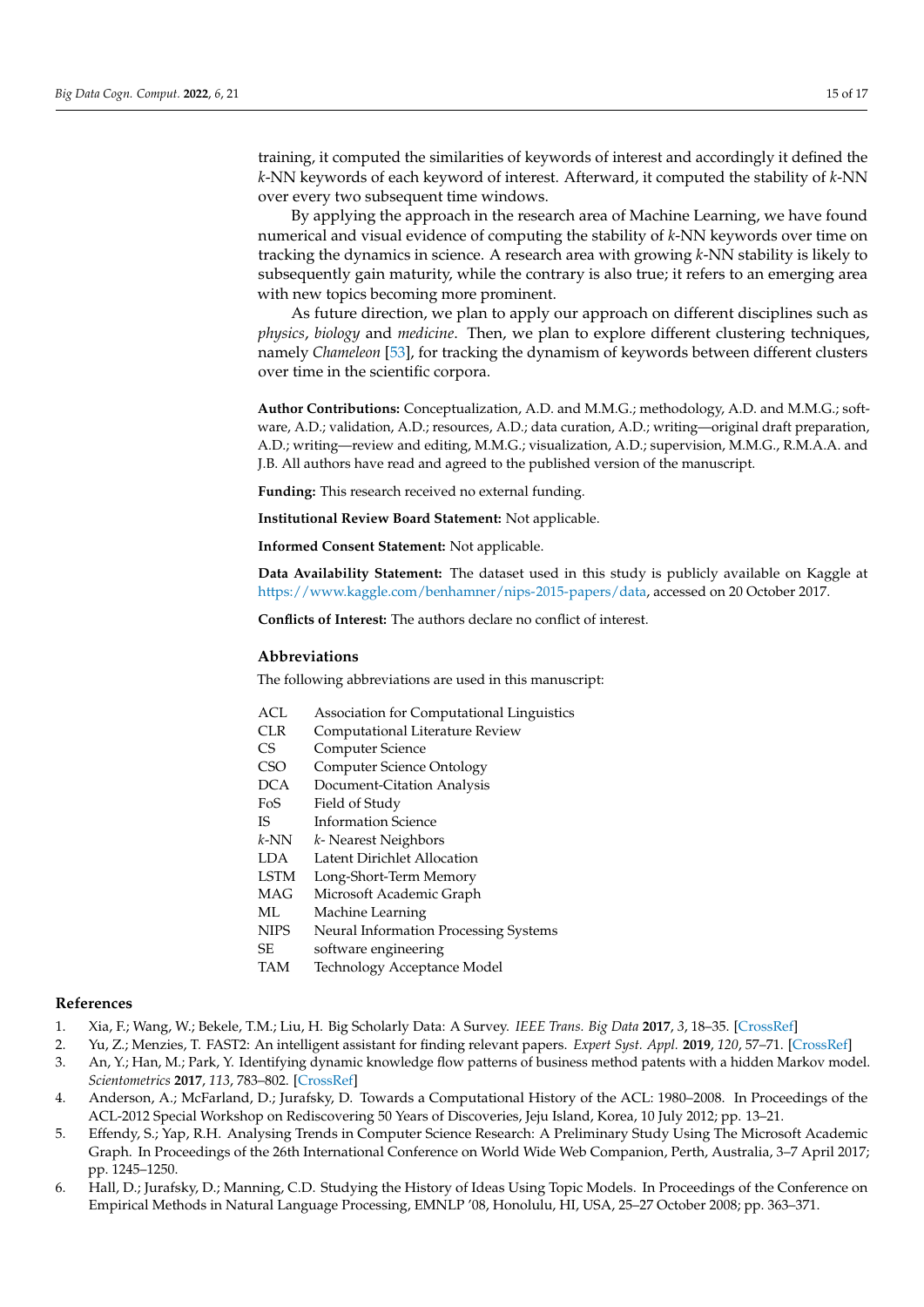training, it computed the similarities of keywords of interest and accordingly it defined the *k*-NN keywords of each keyword of interest. Afterward, it computed the stability of *k*-NN over every two subsequent time windows.

By applying the approach in the research area of Machine Learning, we have found numerical and visual evidence of computing the stability of *k*-NN keywords over time on tracking the dynamics in science. A research area with growing *k*-NN stability is likely to subsequently gain maturity, while the contrary is also true; it refers to an emerging area with new topics becoming more prominent.

As future direction, we plan to apply our approach on different disciplines such as *physics*, *biology* and *medicine*. Then, we plan to explore different clustering techniques, namely *Chameleon* [53], for tracking the dynamism of keywords between different clusters over time in the scientific corpora.

**Author Contributions:** Conceptualization, A.D. and M.M.G.; methodology, A.D. and M.M.G.; software, A.D.; validation, A.D.; resources, A.D.; data curation, A.D.; writing—original draft preparation, A.D.; writing—review and editing, M.M.G.; visualization, A.D.; supervision, M.M.G., R.M.A.A. and J.B. All authors have read and agreed to the published version of the manuscript.

**Funding:** This research received no external funding.

**Institutional Review Board Statement:** Not applicable.

**Informed Consent Statement:** Not applicable.

**Data Availability Statement:** The dataset used in this study is publicly available on Kaggle at https://www.kaggle.com/benhamner/nips-2015-papers/data, accessed on 20 October 2017.

**Conflicts of Interest:** The authors declare no conflict of interest.

## Abbreviations

The following abbreviations are used in this manuscript:

| | |
|---|---|
| ACL | Association for Computational Linguistics |
| CLR | Computational Literature Review |
| CS | Computer Science |
| CSO | Computer Science Ontology |
| DCA | Document-Citation Analysis |
| FoS | Field of Study |
| IS | Information Science |
| *k*-NN | *k*- Nearest Neighbors |
| LDA | Latent Dirichlet Allocation |
| LSTM | Long-Short-Term Memory |
| MAG | Microsoft Academic Graph |
| ML | Machine Learning |
| NIPS | Neural Information Processing Systems |
| SE | software engineering |
| TAM | Technology Acceptance Model |

## References

1. Xia, F.; Wang, W.; Bekele, T.M.; Liu, H. Big Scholarly Data: A Survey. *IEEE Trans. Big Data* **2017**, *3*, 18–35. [CrossRef]
2. Yu, Z.; Menzies, T. FAST2: An intelligent assistant for finding relevant papers. *Expert Syst. Appl.* **2019**, *120*, 57–71. [CrossRef]
3. An, Y.; Han, M.; Park, Y. Identifying dynamic knowledge flow patterns of business method patents with a hidden Markov model. *Scientometrics* **2017**, *113*, 783–802. [CrossRef]
4. Anderson, A.; McFarland, D.; Jurafsky, D. Towards a Computational History of the ACL: 1980–2008. In Proceedings of the ACL-2012 Special Workshop on Rediscovering 50 Years of Discoveries, Jeju Island, Korea, 10 July 2012; pp. 13–21.
5. Effendy, S.; Yap, R.H. Analysing Trends in Computer Science Research: A Preliminary Study Using The Microsoft Academic Graph. In Proceedings of the 26th International Conference on World Wide Web Companion, Perth, Australia, 3–7 April 2017; pp. 1245–1250.
6. Hall, D.; Jurafsky, D.; Manning, C.D. Studying the History of Ideas Using Topic Models. In Proceedings of the Conference on Empirical Methods in Natural Language Processing, EMNLP '08, Honolulu, HI, USA, 25–27 October 2008; pp. 363–371.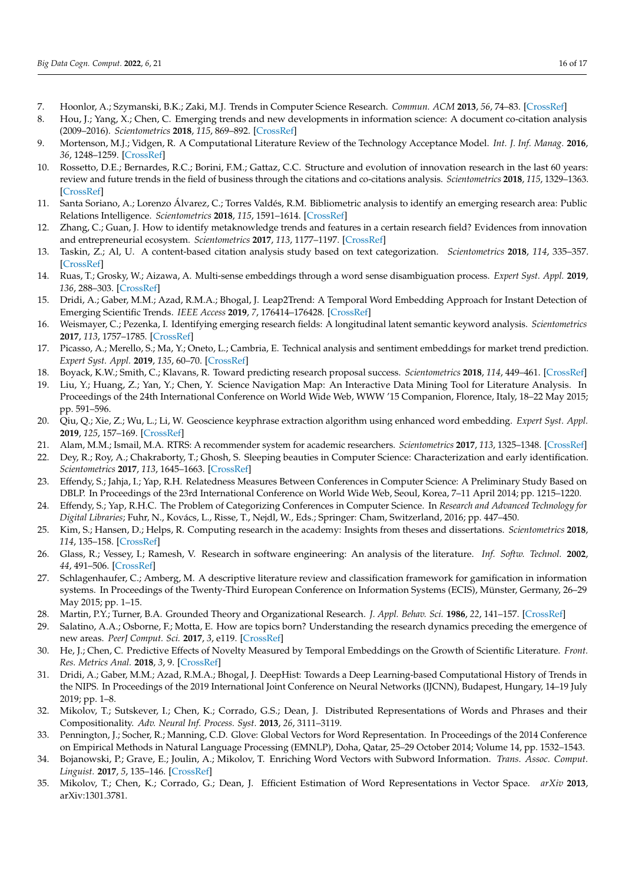7. Hoonlor, A.; Szymanski, B.K.; Zaki, M.J. Trends in Computer Science Research. *Commun. ACM* **2013**, *56*, 74–83. [CrossRef]
8. Hou, J.; Yang, X.; Chen, C. Emerging trends and new developments in information science: A document co-citation analysis (2009–2016). *Scientometrics* **2018**, *115*, 869–892. [CrossRef]
9. Mortenson, M.J.; Vidgen, R. A Computational Literature Review of the Technology Acceptance Model. *Int. J. Inf. Manag.* **2016**, *36*, 1248–1259. [CrossRef]
10. Rossetto, D.E.; Bernardes, R.C.; Borini, F.M.; Gattaz, C.C. Structure and evolution of innovation research in the last 60 years: review and future trends in the field of business through the citations and co-citations analysis. *Scientometrics* **2018**, *115*, 1329–1363. [CrossRef]
11. Santa Soriano, A.; Lorenzo Álvarez, C.; Torres Valdés, R.M. Bibliometric analysis to identify an emerging research area: Public Relations Intelligence. *Scientometrics* **2018**, *115*, 1591–1614. [CrossRef]
12. Zhang, C.; Guan, J. How to identify metaknowledge trends and features in a certain research field? Evidences from innovation and entrepreneurial ecosystem. *Scientometrics* **2017**, *113*, 1177–1197. [CrossRef]
13. Taskin, Z.; Al, U. A content-based citation analysis study based on text categorization. *Scientometrics* **2018**, *114*, 335–357. [CrossRef]
14. Ruas, T.; Grosky, W.; Aizawa, A. Multi-sense embeddings through a word sense disambiguation process. *Expert Syst. Appl.* **2019**, *136*, 288–303. [CrossRef]
15. Dridi, A.; Gaber, M.M.; Azad, R.M.A.; Bhogal, J. Leap2Trend: A Temporal Word Embedding Approach for Instant Detection of Emerging Scientific Trends. *IEEE Access* **2019**, *7*, 176414–176428. [CrossRef]
16. Weismayer, C.; Pezenka, I. Identifying emerging research fields: A longitudinal latent semantic keyword analysis. *Scientometrics* **2017**, *113*, 1757–1785. [CrossRef]
17. Picasso, A.; Merello, S.; Ma, Y.; Oneto, L.; Cambria, E. Technical analysis and sentiment embeddings for market trend prediction. *Expert Syst. Appl.* **2019**, *135*, 60–70. [CrossRef]
18. Boyack, K.W.; Smith, C.; Klavans, R. Toward predicting research proposal success. *Scientometrics* **2018**, *114*, 449–461. [CrossRef]
19. Liu, Y.; Huang, Z.; Yan, Y.; Chen, Y. Science Navigation Map: An Interactive Data Mining Tool for Literature Analysis. In Proceedings of the 24th International Conference on World Wide Web, WWW '15 Companion, Florence, Italy, 18–22 May 2015; pp. 591–596.
20. Qiu, Q.; Xie, Z.; Wu, L.; Li, W. Geoscience keyphrase extraction algorithm using enhanced word embedding. *Expert Syst. Appl.* **2019**, *125*, 157–169. [CrossRef]
21. Alam, M.M.; Ismail, M.A. RTRS: A recommender system for academic researchers. *Scientometrics* **2017**, *113*, 1325–1348. [CrossRef]
22. Dey, R.; Roy, A.; Chakraborty, T.; Ghosh, S. Sleeping beauties in Computer Science: Characterization and early identification. *Scientometrics* **2017**, *113*, 1645–1663. [CrossRef]
23. Effendy, S.; Jahja, I.; Yap, R.H. Relatedness Measures Between Conferences in Computer Science: A Preliminary Study Based on DBLP. In Proceedings of the 23rd International Conference on World Wide Web, Seoul, Korea, 7–11 April 2014; pp. 1215–1220.
24. Effendy, S.; Yap, R.H.C. The Problem of Categorizing Conferences in Computer Science. In *Research and Advanced Technology for Digital Libraries*; Fuhr, N., Kovács, L., Risse, T., Nejdl, W., Eds.; Springer: Cham, Switzerland, 2016; pp. 447–450.
25. Kim, S.; Hansen, D.; Helps, R. Computing research in the academy: Insights from theses and dissertations. *Scientometrics* **2018**, *114*, 135–158. [CrossRef]
26. Glass, R.; Vessey, I.; Ramesh, V. Research in software engineering: An analysis of the literature. *Inf. Softw. Technol.* **2002**, *44*, 491–506. [CrossRef]
27. Schlagenhaufer, C.; Amberg, M. A descriptive literature review and classification framework for gamification in information systems. In Proceedings of the Twenty-Third European Conference on Information Systems (ECIS), Münster, Germany, 26–29 May 2015; pp. 1–15.
28. Martin, P.Y.; Turner, B.A. Grounded Theory and Organizational Research. *J. Appl. Behav. Sci.* **1986**, *22*, 141–157. [CrossRef]
29. Salatino, A.A.; Osborne, F.; Motta, E. How are topics born? Understanding the research dynamics preceding the emergence of new areas. *PeerJ Comput. Sci.* **2017**, *3*, e119. [CrossRef]
30. He, J.; Chen, C. Predictive Effects of Novelty Measured by Temporal Embeddings on the Growth of Scientific Literature. *Front. Res. Metrics Anal.* **2018**, *3*, 9. [CrossRef]
31. Dridi, A.; Gaber, M.M.; Azad, R.M.A.; Bhogal, J. DeepHist: Towards a Deep Learning-based Computational History of Trends in the NIPS. In Proceedings of the 2019 International Joint Conference on Neural Networks (IJCNN), Budapest, Hungary, 14–19 July 2019; pp. 1–8.
32. Mikolov, T.; Sutskever, I.; Chen, K.; Corrado, G.S.; Dean, J. Distributed Representations of Words and Phrases and their Compositionality. *Adv. Neural Inf. Process. Syst.* **2013**, *26*, 3111–3119.
33. Pennington, J.; Socher, R.; Manning, C.D. Glove: Global Vectors for Word Representation. In Proceedings of the 2014 Conference on Empirical Methods in Natural Language Processing (EMNLP), Doha, Qatar, 25–29 October 2014; Volume 14, pp. 1532–1543.
34. Bojanowski, P.; Grave, E.; Joulin, A.; Mikolov, T. Enriching Word Vectors with Subword Information. *Trans. Assoc. Comput. Linguist.* **2017**, *5*, 135–146. [CrossRef]
35. Mikolov, T.; Chen, K.; Corrado, G.; Dean, J. Efficient Estimation of Word Representations in Vector Space. *arXiv* **2013**, arXiv:1301.3781.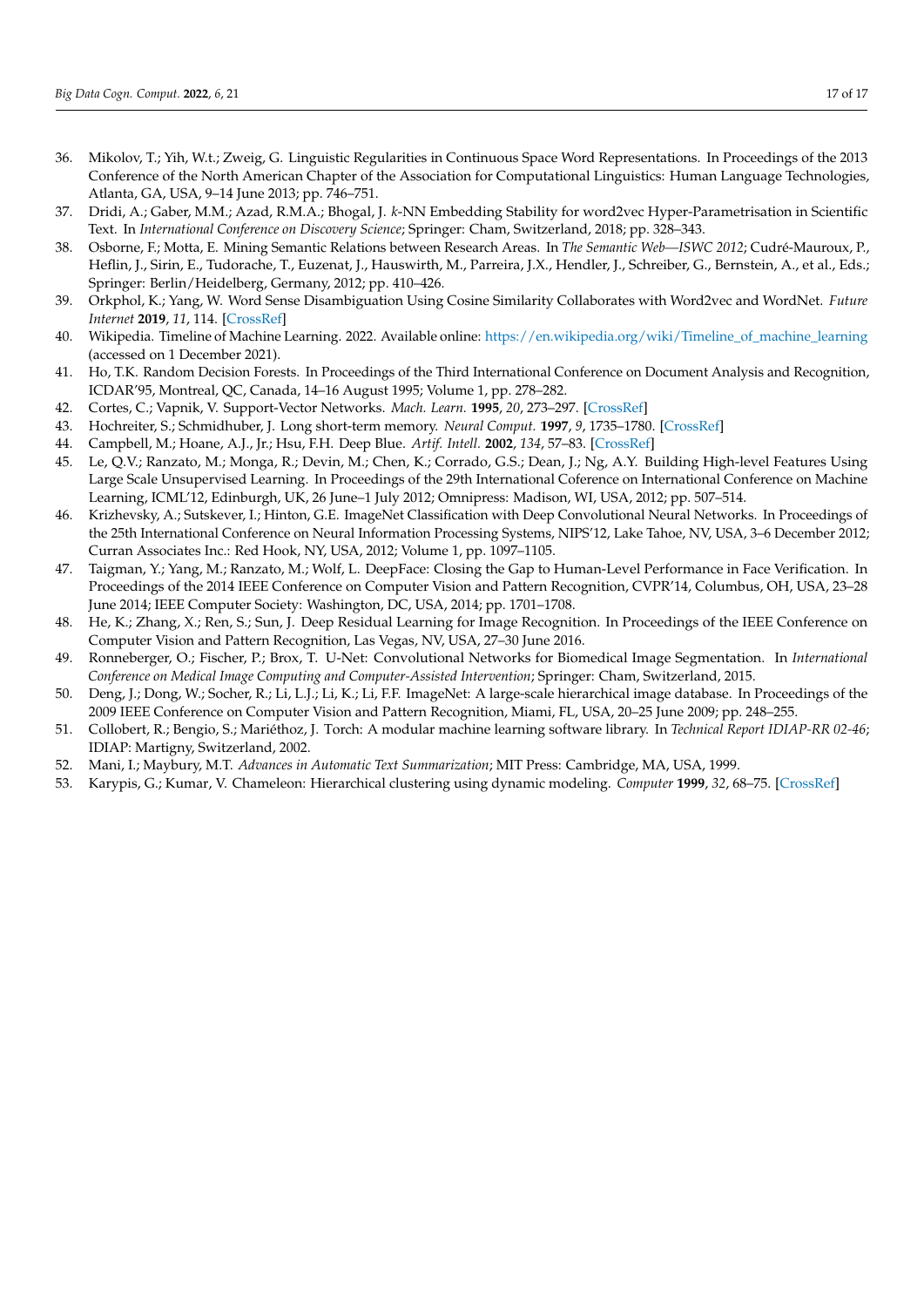36. Mikolov, T.; Yih, W.t.; Zweig, G. Linguistic Regularities in Continuous Space Word Representations. In Proceedings of the 2013 Conference of the North American Chapter of the Association for Computational Linguistics: Human Language Technologies, Atlanta, GA, USA, 9–14 June 2013; pp. 746–751.
37. Dridi, A.; Gaber, M.M.; Azad, R.M.A.; Bhogal, J. *k*-NN Embedding Stability for word2vec Hyper-Parametrisation in Scientific Text. In *International Conference on Discovery Science*; Springer: Cham, Switzerland, 2018; pp. 328–343.
38. Osborne, F.; Motta, E. Mining Semantic Relations between Research Areas. In *The Semantic Web—ISWC 2012*; Cudré-Mauroux, P., Heflin, J., Sirin, E., Tudorache, T., Euzenat, J., Hauswirth, M., Parreira, J.X., Hendler, J., Schreiber, G., Bernstein, A., et al., Eds.; Springer: Berlin/Heidelberg, Germany, 2012; pp. 410–426.
39. Orkphol, K.; Yang, W. Word Sense Disambiguation Using Cosine Similarity Collaborates with Word2vec and WordNet. *Future Internet* **2019**, *11*, 114. [CrossRef]
40. Wikipedia. Timeline of Machine Learning. 2022. Available online: https://en.wikipedia.org/wiki/Timeline_of_machine_learning (accessed on 1 December 2021).
41. Ho, T.K. Random Decision Forests. In Proceedings of the Third International Conference on Document Analysis and Recognition, ICDAR'95, Montreal, QC, Canada, 14–16 August 1995; Volume 1, pp. 278–282.
42. Cortes, C.; Vapnik, V. Support-Vector Networks. *Mach. Learn.* **1995**, *20*, 273–297. [CrossRef]
43. Hochreiter, S.; Schmidhuber, J. Long short-term memory. *Neural Comput.* **1997**, *9*, 1735–1780. [CrossRef]
44. Campbell, M.; Hoane, A.J., Jr.; Hsu, F.H. Deep Blue. *Artif. Intell.* **2002**, *134*, 57–83. [CrossRef]
45. Le, Q.V.; Ranzato, M.; Monga, R.; Devin, M.; Chen, K.; Corrado, G.S.; Dean, J.; Ng, A.Y. Building High-level Features Using Large Scale Unsupervised Learning. In Proceedings of the 29th International Coference on International Conference on Machine Learning, ICML'12, Edinburgh, UK, 26 June–1 July 2012; Omnipress: Madison, WI, USA, 2012; pp. 507–514.
46. Krizhevsky, A.; Sutskever, I.; Hinton, G.E. ImageNet Classification with Deep Convolutional Neural Networks. In Proceedings of the 25th International Conference on Neural Information Processing Systems, NIPS'12, Lake Tahoe, NV, USA, 3–6 December 2012; Curran Associates Inc.: Red Hook, NY, USA, 2012; Volume 1, pp. 1097–1105.
47. Taigman, Y.; Yang, M.; Ranzato, M.; Wolf, L. DeepFace: Closing the Gap to Human-Level Performance in Face Verification. In Proceedings of the 2014 IEEE Conference on Computer Vision and Pattern Recognition, CVPR'14, Columbus, OH, USA, 23–28 June 2014; IEEE Computer Society: Washington, DC, USA, 2014; pp. 1701–1708.
48. He, K.; Zhang, X.; Ren, S.; Sun, J. Deep Residual Learning for Image Recognition. In Proceedings of the IEEE Conference on Computer Vision and Pattern Recognition, Las Vegas, NV, USA, 27–30 June 2016.
49. Ronneberger, O.; Fischer, P.; Brox, T. U-Net: Convolutional Networks for Biomedical Image Segmentation. In *International Conference on Medical Image Computing and Computer-Assisted Intervention*; Springer: Cham, Switzerland, 2015.
50. Deng, J.; Dong, W.; Socher, R.; Li, L.J.; Li, K.; Li, F.F. ImageNet: A large-scale hierarchical image database. In Proceedings of the 2009 IEEE Conference on Computer Vision and Pattern Recognition, Miami, FL, USA, 20–25 June 2009; pp. 248–255.
51. Collobert, R.; Bengio, S.; Mariéthoz, J. Torch: A modular machine learning software library. In *Technical Report IDIAP-RR 02-46*; IDIAP: Martigny, Switzerland, 2002.
52. Mani, I.; Maybury, M.T. *Advances in Automatic Text Summarization*; MIT Press: Cambridge, MA, USA, 1999.
53. Karypis, G.; Kumar, V. Chameleon: Hierarchical clustering using dynamic modeling. *Computer* **1999**, *32*, 68–75. [CrossRef]